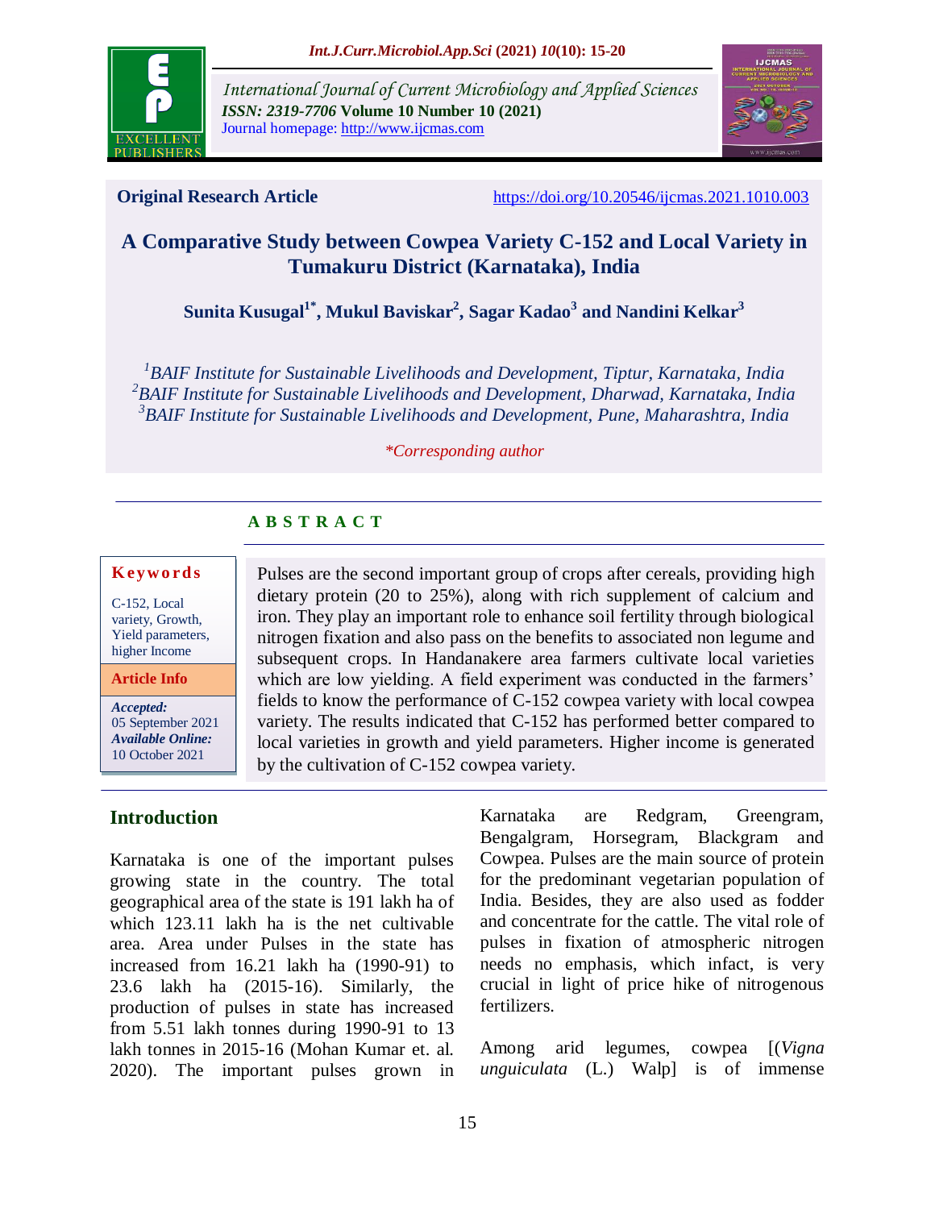**Original Research Article** https://doi.org/10.20546/ijcmas.2021.1010.003

# A Comparative Study between Cowpea Variety C-152 and Local Variety in Tumakuru District (Karnataka), India

**Sunita Kusugal[1*], Mukul Baviskar[2], Sagar Kadao[3] and Nandini Kelkar[3]**

*[1]BAIF Institute for Sustainable Livelihoods and Development, Tiptur, Karnataka, India*
*[2]BAIF Institute for Sustainable Livelihoods and Development, Dharwad, Karnataka, India*
*[3]BAIF Institute for Sustainable Livelihoods and Development, Pune, Maharashtra, India*

*\*Corresponding author*

## ABSTRACT

**Keywords**

C-152, Local variety, Growth, Yield parameters, higher Income

**Article Info**

*Accepted:* 05 September 2021
*Available Online:* 10 October 2021

Pulses are the second important group of crops after cereals, providing high dietary protein (20 to 25%), along with rich supplement of calcium and iron. They play an important role to enhance soil fertility through biological nitrogen fixation and also pass on the benefits to associated non legume and subsequent crops. In Handanakere area farmers cultivate local varieties which are low yielding. A field experiment was conducted in the farmers' fields to know the performance of C-152 cowpea variety with local cowpea variety. The results indicated that C-152 has performed better compared to local varieties in growth and yield parameters. Higher income is generated by the cultivation of C-152 cowpea variety.

## Introduction

Karnataka is one of the important pulses growing state in the country. The total geographical area of the state is 191 lakh ha of which 123.11 lakh ha is the net cultivable area. Area under Pulses in the state has increased from 16.21 lakh ha (1990-91) to 23.6 lakh ha (2015-16). Similarly, the production of pulses in state has increased from 5.51 lakh tonnes during 1990-91 to 13 lakh tonnes in 2015-16 (Mohan Kumar et. al. 2020). The important pulses grown in Karnataka are Redgram, Greengram, Bengalgram, Horsegram, Blackgram and Cowpea. Pulses are the main source of protein for the predominant vegetarian population of India. Besides, they are also used as fodder and concentrate for the cattle. The vital role of pulses in fixation of atmospheric nitrogen needs no emphasis, which infact, is very crucial in light of price hike of nitrogenous fertilizers.

Among arid legumes, cowpea [(*Vigna unguiculata* (L.) Walp] is of immense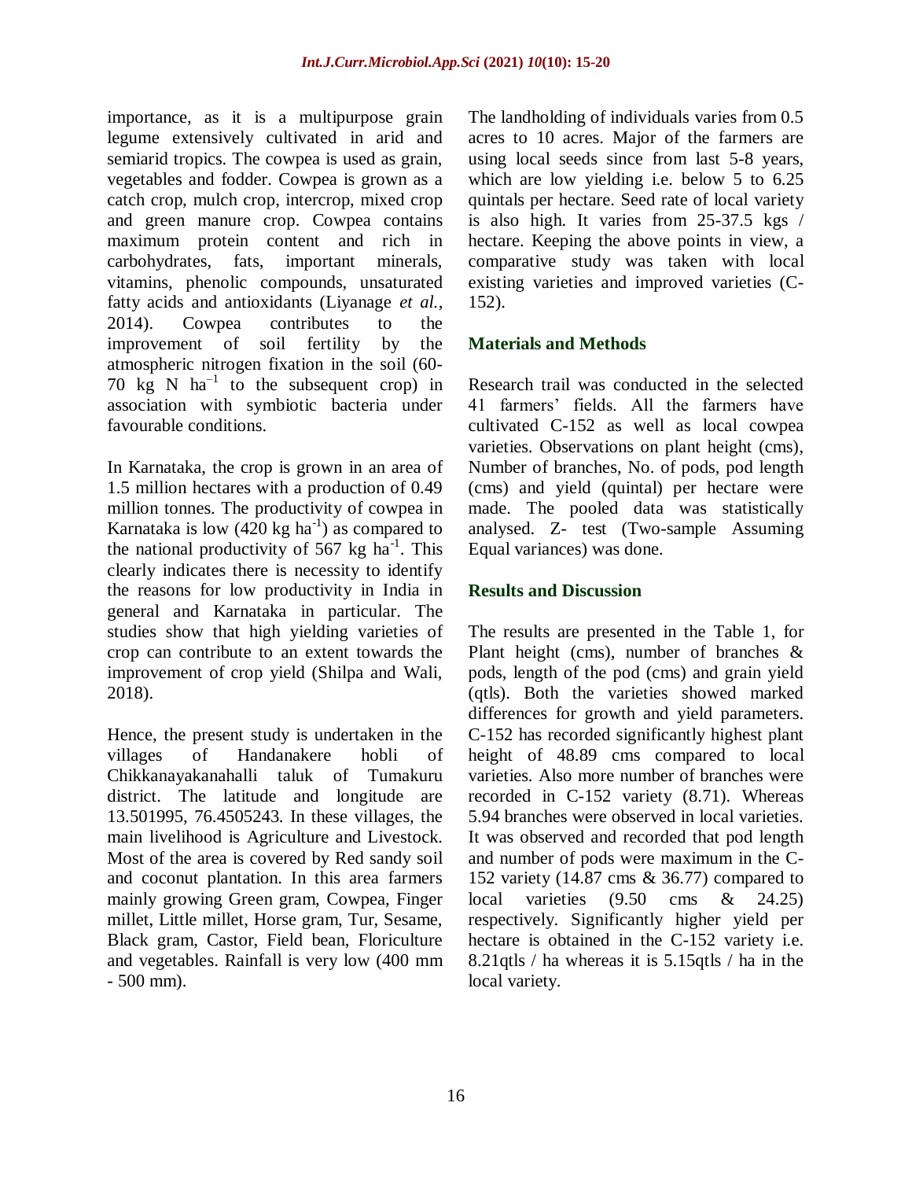importance, as it is a multipurpose grain legume extensively cultivated in arid and semiarid tropics. The cowpea is used as grain, vegetables and fodder. Cowpea is grown as a catch crop, mulch crop, intercrop, mixed crop and green manure crop. Cowpea contains maximum protein content and rich in carbohydrates, fats, important minerals, vitamins, phenolic compounds, unsaturated fatty acids and antioxidants (Liyanage *et al.,* 2014). Cowpea contributes to the improvement of soil fertility by the atmospheric nitrogen fixation in the soil (60-70 kg N $ha^{-1}$ to the subsequent crop) in association with symbiotic bacteria under favourable conditions.

In Karnataka, the crop is grown in an area of 1.5 million hectares with a production of 0.49 million tonnes. The productivity of cowpea in Karnataka is low (420 kg $ha^{-1}$) as compared to the national productivity of 567 kg $ha^{-1}$. This clearly indicates there is necessity to identify the reasons for low productivity in India in general and Karnataka in particular. The studies show that high yielding varieties of crop can contribute to an extent towards the improvement of crop yield (Shilpa and Wali, 2018).

Hence, the present study is undertaken in the villages of Handanakere hobli of Chikkanayakanahalli taluk of Tumakuru district. The latitude and longitude are 13.501995, 76.4505243. In these villages, the main livelihood is Agriculture and Livestock. Most of the area is covered by Red sandy soil and coconut plantation. In this area farmers mainly growing Green gram, Cowpea, Finger millet, Little millet, Horse gram, Tur, Sesame, Black gram, Castor, Field bean, Floriculture and vegetables. Rainfall is very low (400 mm - 500 mm).

The landholding of individuals varies from 0.5 acres to 10 acres. Major of the farmers are using local seeds since from last 5-8 years, which are low yielding i.e. below 5 to 6.25 quintals per hectare. Seed rate of local variety is also high. It varies from 25-37.5 kgs / hectare. Keeping the above points in view, a comparative study was taken with local existing varieties and improved varieties (C-152).

## Materials and Methods

Research trail was conducted in the selected 41 farmers' fields. All the farmers have cultivated C-152 as well as local cowpea varieties. Observations on plant height (cms), Number of branches, No. of pods, pod length (cms) and yield (quintal) per hectare were made. The pooled data was statistically analysed. Z- test (Two-sample Assuming Equal variances) was done.

## Results and Discussion

The results are presented in the Table 1, for Plant height (cms), number of branches & pods, length of the pod (cms) and grain yield (qtls). Both the varieties showed marked differences for growth and yield parameters. C-152 has recorded significantly highest plant height of 48.89 cms compared to local varieties. Also more number of branches were recorded in C-152 variety (8.71). Whereas 5.94 branches were observed in local varieties. It was observed and recorded that pod length and number of pods were maximum in the C-152 variety (14.87 cms & 36.77) compared to local varieties (9.50 cms & 24.25) respectively. Significantly higher yield per hectare is obtained in the C-152 variety i.e. 8.21qtls / ha whereas it is 5.15qtls / ha in the local variety.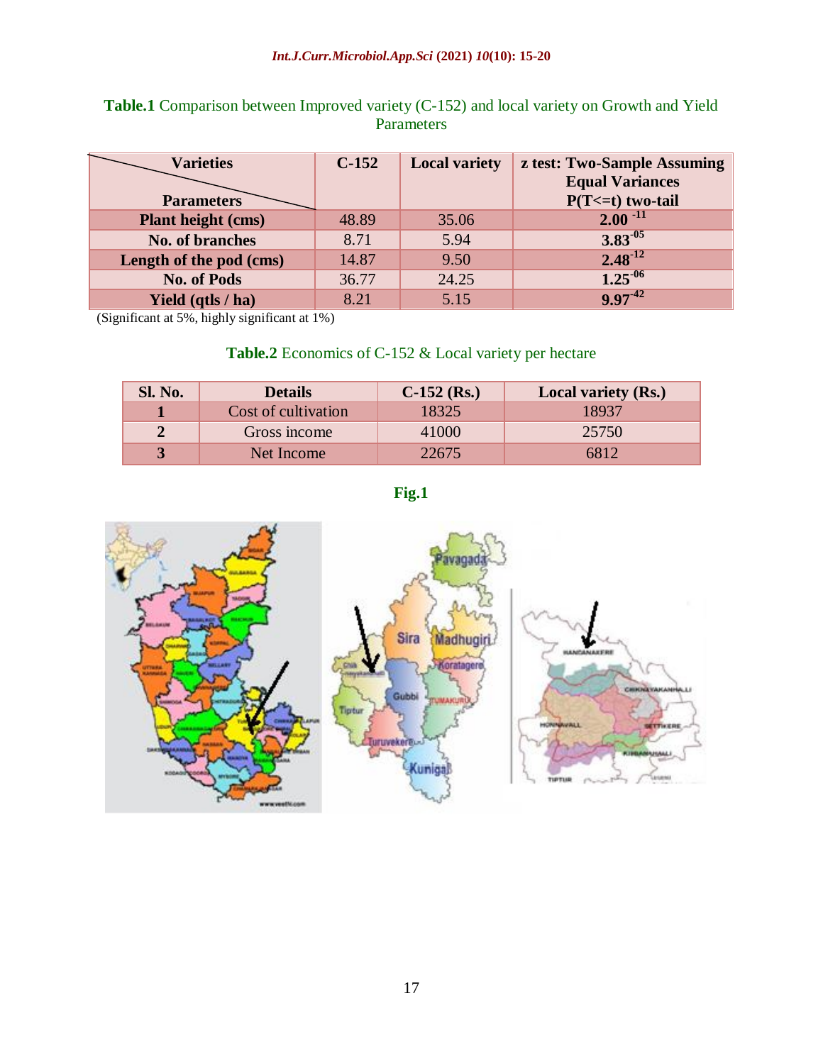**Table.1** Comparison between Improved variety (C-152) and local variety on Growth and Yield Parameters

| Varieties / Parameters | C-152 | Local variety | z test: Two-Sample Assuming Equal Variances P(T<=t) two-tail |
|---|---|---|---|
| **Plant height (cms)** | 48.89 | 35.06 | **$2.00^{-11}$** |
| **No. of branches** | 8.71 | 5.94 | **$3.83^{-05}$** |
| **Length of the pod (cms)** | 14.87 | 9.50 | **$2.48^{-12}$** |
| **No. of Pods** | 36.77 | 24.25 | **$1.25^{-06}$** |
| **Yield (qtls / ha)** | 8.21 | 5.15 | **$9.97^{-42}$** |

(Significant at 5%, highly significant at 1%)

**Table.2** Economics of C-152 & Local variety per hectare

| Sl. No. | Details | C-152 (Rs.) | Local variety (Rs.) |
|---|---|---|---|
| **1** | Cost of cultivation | 18325 | 18937 |
| **2** | Gross income | 41000 | 25750 |
| **3** | Net Income | 22675 | 6812 |

**Fig.1**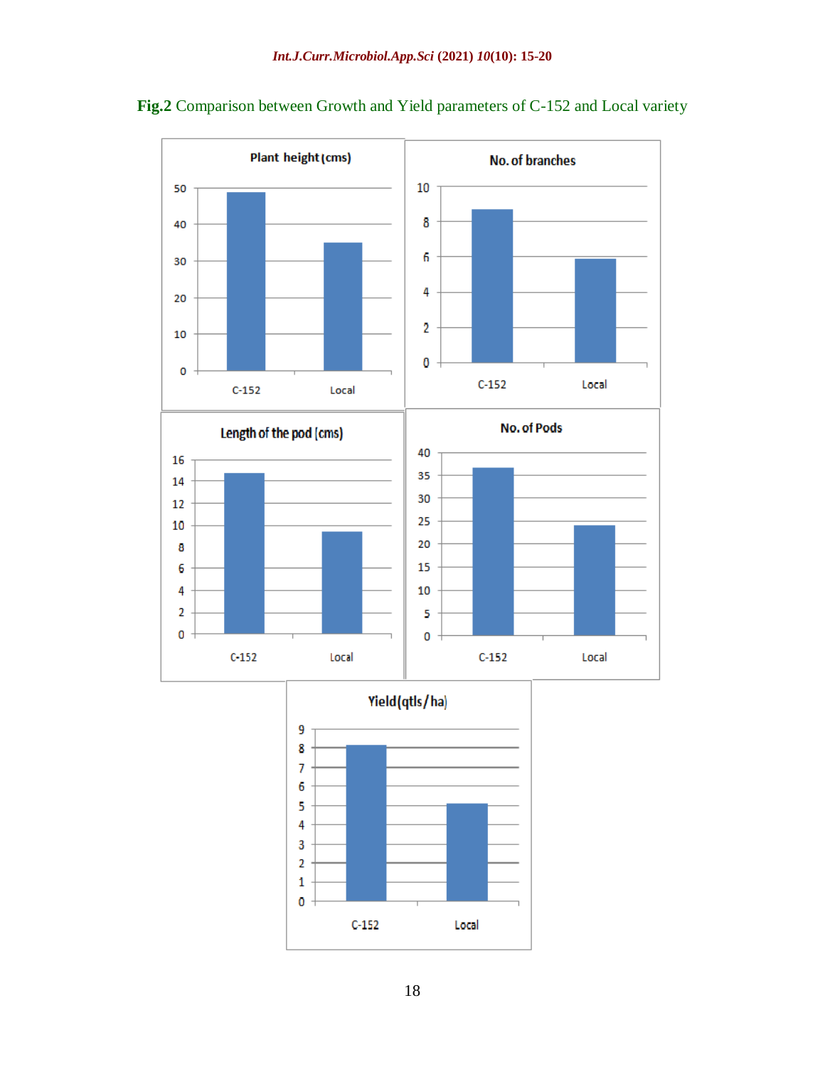**Fig.2** Comparison between Growth and Yield parameters of C-152 and Local variety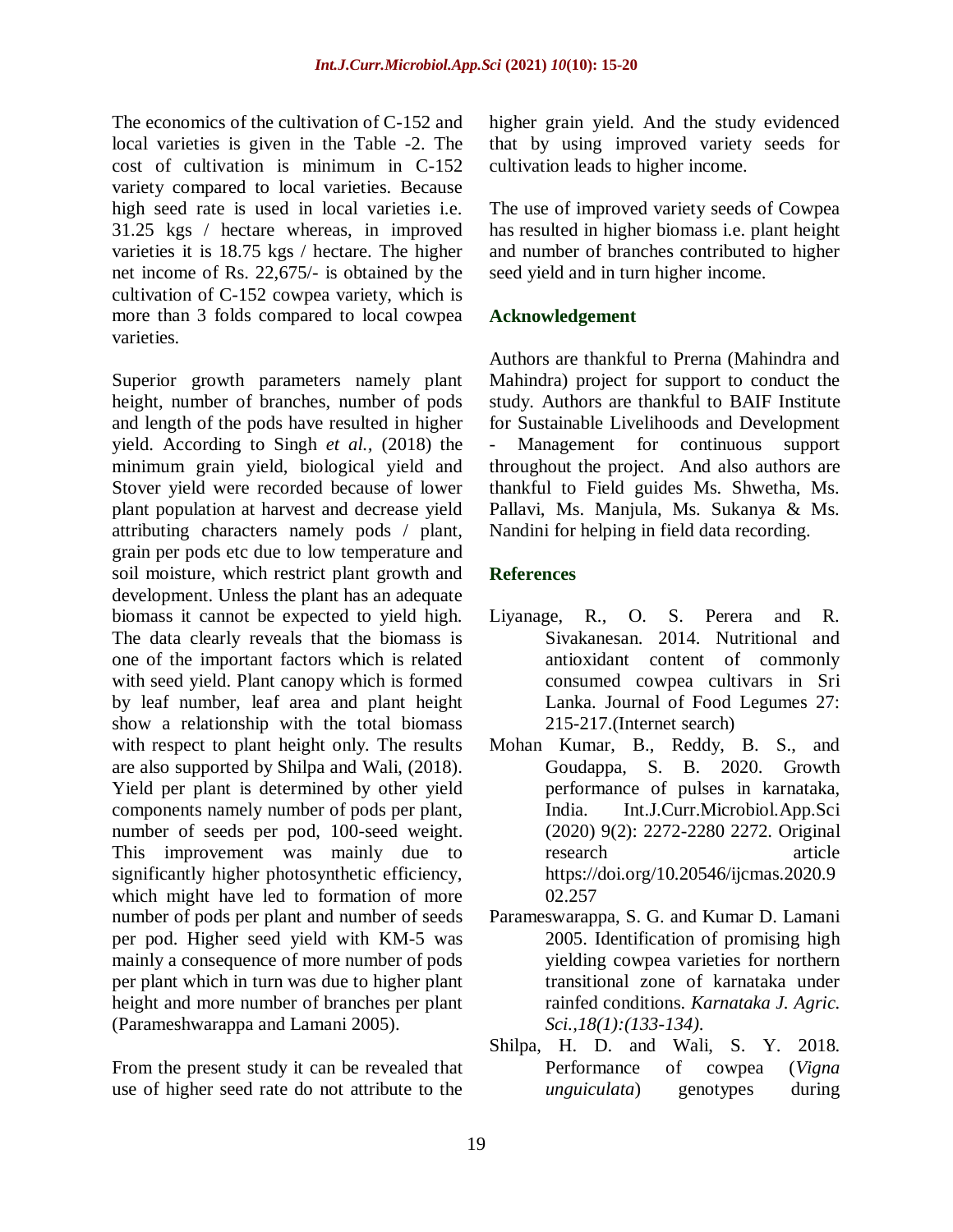The economics of the cultivation of C-152 and local varieties is given in the Table -2. The cost of cultivation is minimum in C-152 variety compared to local varieties. Because high seed rate is used in local varieties i.e. 31.25 kgs / hectare whereas, in improved varieties it is 18.75 kgs / hectare. The higher net income of Rs. 22,675/- is obtained by the cultivation of C-152 cowpea variety, which is more than 3 folds compared to local cowpea varieties.

Superior growth parameters namely plant height, number of branches, number of pods and length of the pods have resulted in higher yield. According to Singh *et al.,* (2018) the minimum grain yield, biological yield and Stover yield were recorded because of lower plant population at harvest and decrease yield attributing characters namely pods / plant, grain per pods etc due to low temperature and soil moisture, which restrict plant growth and development. Unless the plant has an adequate biomass it cannot be expected to yield high. The data clearly reveals that the biomass is one of the important factors which is related with seed yield. Plant canopy which is formed by leaf number, leaf area and plant height show a relationship with the total biomass with respect to plant height only. The results are also supported by Shilpa and Wali, (2018). Yield per plant is determined by other yield components namely number of pods per plant, number of seeds per pod, 100-seed weight. This improvement was mainly due to significantly higher photosynthetic efficiency, which might have led to formation of more number of pods per plant and number of seeds per pod. Higher seed yield with KM-5 was mainly a consequence of more number of pods per plant which in turn was due to higher plant height and more number of branches per plant (Parameshwarappa and Lamani 2005).

From the present study it can be revealed that use of higher seed rate do not attribute to the higher grain yield. And the study evidenced that by using improved variety seeds for cultivation leads to higher income.

The use of improved variety seeds of Cowpea has resulted in higher biomass i.e. plant height and number of branches contributed to higher seed yield and in turn higher income.

## Acknowledgement

Authors are thankful to Prerna (Mahindra and Mahindra) project for support to conduct the study. Authors are thankful to BAIF Institute for Sustainable Livelihoods and Development - Management for continuous support throughout the project. And also authors are thankful to Field guides Ms. Shwetha, Ms. Pallavi, Ms. Manjula, Ms. Sukanya & Ms. Nandini for helping in field data recording.

## References

Liyanage, R., O. S. Perera and R. Sivakanesan. 2014. Nutritional and antioxidant content of commonly consumed cowpea cultivars in Sri Lanka. Journal of Food Legumes 27: 215-217.(Internet search)

Mohan Kumar, B., Reddy, B. S., and Goudappa, S. B. 2020. Growth performance of pulses in karnataka, India. Int.J.Curr.Microbiol.App.Sci (2020) 9(2): 2272-2280 2272. Original research article https://doi.org/10.20546/ijcmas.2020.902.257

Parameswarappa, S. G. and Kumar D. Lamani 2005. Identification of promising high yielding cowpea varieties for northern transitional zone of karnataka under rainfed conditions. *Karnataka J. Agric. Sci.,18(1):(133-134).*

Shilpa, H. D. and Wali, S. Y. 2018. Performance of cowpea (*Vigna unguiculata*) genotypes during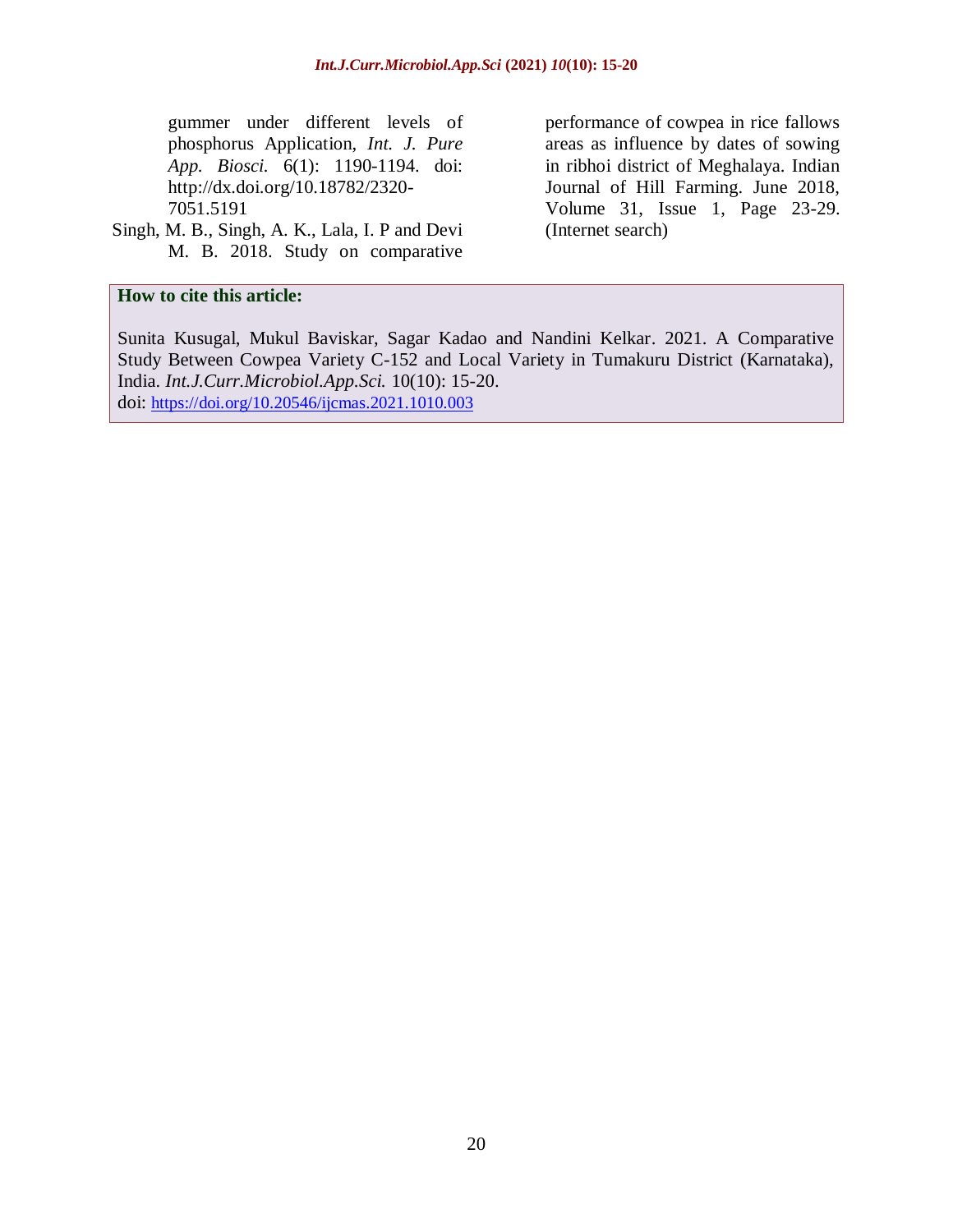gummer under different levels of phosphorus Application, *Int. J. Pure App. Biosci.* 6(1): 1190-1194. doi: http://dx.doi.org/10.18782/2320-7051.5191

Singh, M. B., Singh, A. K., Lala, I. P and Devi M. B. 2018. Study on comparative performance of cowpea in rice fallows areas as influence by dates of sowing in ribhoi district of Meghalaya. Indian Journal of Hill Farming. June 2018, Volume 31, Issue 1, Page 23-29. (Internet search)

**How to cite this article:**

Sunita Kusugal, Mukul Baviskar, Sagar Kadao and Nandini Kelkar. 2021. A Comparative Study Between Cowpea Variety C-152 and Local Variety in Tumakuru District (Karnataka), India. *Int.J.Curr.Microbiol.App.Sci.* 10(10): 15-20.
doi: https://doi.org/10.20546/ijcmas.2021.1010.003